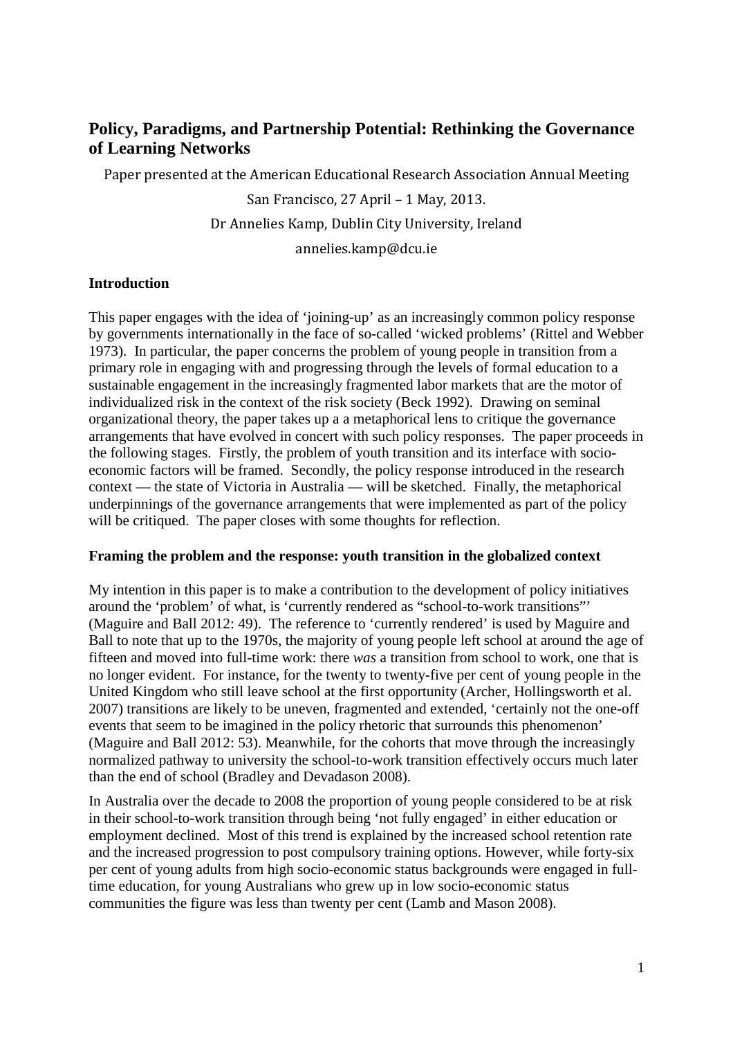# Policy, Paradigms, and Partnership Potential: Rethinking the Governance of Learning Networks

Paper presented at the American Educational Research Association Annual Meeting

San Francisco, 27 April – 1 May, 2013.

Dr Annelies Kamp, Dublin City University, Ireland

annelies.kamp@dcu.ie

## Introduction

This paper engages with the idea of 'joining-up' as an increasingly common policy response by governments internationally in the face of so-called 'wicked problems' (Rittel and Webber 1973). In particular, the paper concerns the problem of young people in transition from a primary role in engaging with and progressing through the levels of formal education to a sustainable engagement in the increasingly fragmented labor markets that are the motor of individualized risk in the context of the risk society (Beck 1992). Drawing on seminal organizational theory, the paper takes up a a metaphorical lens to critique the governance arrangements that have evolved in concert with such policy responses. The paper proceeds in the following stages. Firstly, the problem of youth transition and its interface with socio-economic factors will be framed. Secondly, the policy response introduced in the research context — the state of Victoria in Australia — will be sketched. Finally, the metaphorical underpinnings of the governance arrangements that were implemented as part of the policy will be critiqued. The paper closes with some thoughts for reflection.

## Framing the problem and the response: youth transition in the globalized context

My intention in this paper is to make a contribution to the development of policy initiatives around the 'problem' of what, is 'currently rendered as "school-to-work transitions"' (Maguire and Ball 2012: 49). The reference to 'currently rendered' is used by Maguire and Ball to note that up to the 1970s, the majority of young people left school at around the age of fifteen and moved into full-time work: there *was* a transition from school to work, one that is no longer evident. For instance, for the twenty to twenty-five per cent of young people in the United Kingdom who still leave school at the first opportunity (Archer, Hollingsworth et al. 2007) transitions are likely to be uneven, fragmented and extended, 'certainly not the one-off events that seem to be imagined in the policy rhetoric that surrounds this phenomenon' (Maguire and Ball 2012: 53). Meanwhile, for the cohorts that move through the increasingly normalized pathway to university the school-to-work transition effectively occurs much later than the end of school (Bradley and Devadason 2008).

In Australia over the decade to 2008 the proportion of young people considered to be at risk in their school-to-work transition through being 'not fully engaged' in either education or employment declined. Most of this trend is explained by the increased school retention rate and the increased progression to post compulsory training options. However, while forty-six per cent of young adults from high socio-economic status backgrounds were engaged in full-time education, for young Australians who grew up in low socio-economic status communities the figure was less than twenty per cent (Lamb and Mason 2008).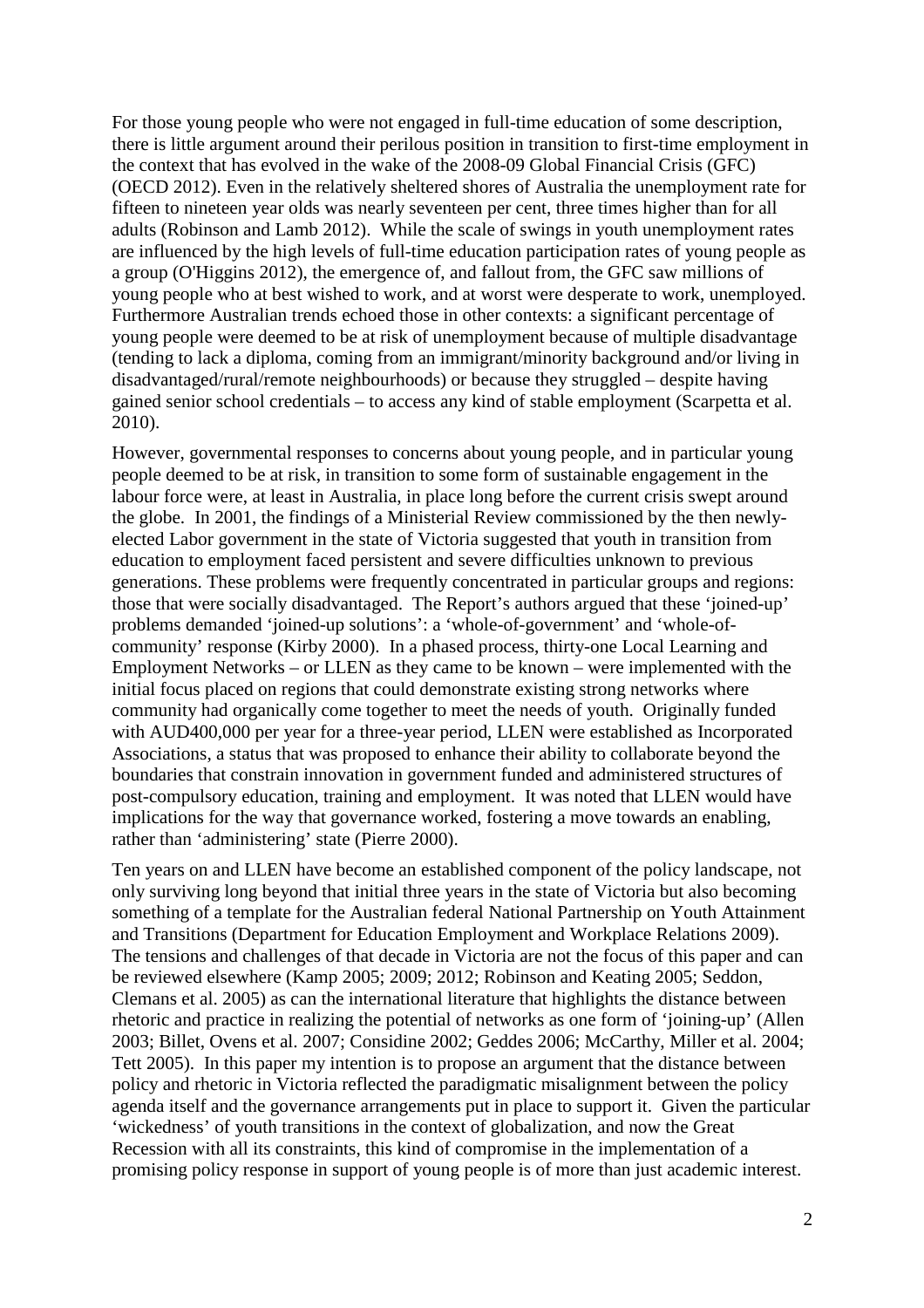For those young people who were not engaged in full-time education of some description, there is little argument around their perilous position in transition to first-time employment in the context that has evolved in the wake of the 2008-09 Global Financial Crisis (GFC) (OECD 2012). Even in the relatively sheltered shores of Australia the unemployment rate for fifteen to nineteen year olds was nearly seventeen per cent, three times higher than for all adults (Robinson and Lamb 2012). While the scale of swings in youth unemployment rates are influenced by the high levels of full-time education participation rates of young people as a group (O'Higgins 2012), the emergence of, and fallout from, the GFC saw millions of young people who at best wished to work, and at worst were desperate to work, unemployed. Furthermore Australian trends echoed those in other contexts: a significant percentage of young people were deemed to be at risk of unemployment because of multiple disadvantage (tending to lack a diploma, coming from an immigrant/minority background and/or living in disadvantaged/rural/remote neighbourhoods) or because they struggled – despite having gained senior school credentials – to access any kind of stable employment (Scarpetta et al. 2010).

However, governmental responses to concerns about young people, and in particular young people deemed to be at risk, in transition to some form of sustainable engagement in the labour force were, at least in Australia, in place long before the current crisis swept around the globe. In 2001, the findings of a Ministerial Review commissioned by the then newly-elected Labor government in the state of Victoria suggested that youth in transition from education to employment faced persistent and severe difficulties unknown to previous generations. These problems were frequently concentrated in particular groups and regions: those that were socially disadvantaged. The Report's authors argued that these 'joined-up' problems demanded 'joined-up solutions': a 'whole-of-government' and 'whole-of-community' response (Kirby 2000). In a phased process, thirty-one Local Learning and Employment Networks – or LLEN as they came to be known – were implemented with the initial focus placed on regions that could demonstrate existing strong networks where community had organically come together to meet the needs of youth. Originally funded with AUD400,000 per year for a three-year period, LLEN were established as Incorporated Associations, a status that was proposed to enhance their ability to collaborate beyond the boundaries that constrain innovation in government funded and administered structures of post-compulsory education, training and employment. It was noted that LLEN would have implications for the way that governance worked, fostering a move towards an enabling, rather than 'administering' state (Pierre 2000).

Ten years on and LLEN have become an established component of the policy landscape, not only surviving long beyond that initial three years in the state of Victoria but also becoming something of a template for the Australian federal National Partnership on Youth Attainment and Transitions (Department for Education Employment and Workplace Relations 2009). The tensions and challenges of that decade in Victoria are not the focus of this paper and can be reviewed elsewhere (Kamp 2005; 2009; 2012; Robinson and Keating 2005; Seddon, Clemans et al. 2005) as can the international literature that highlights the distance between rhetoric and practice in realizing the potential of networks as one form of 'joining-up' (Allen 2003; Billet, Ovens et al. 2007; Considine 2002; Geddes 2006; McCarthy, Miller et al. 2004; Tett 2005). In this paper my intention is to propose an argument that the distance between policy and rhetoric in Victoria reflected the paradigmatic misalignment between the policy agenda itself and the governance arrangements put in place to support it. Given the particular 'wickedness' of youth transitions in the context of globalization, and now the Great Recession with all its constraints, this kind of compromise in the implementation of a promising policy response in support of young people is of more than just academic interest.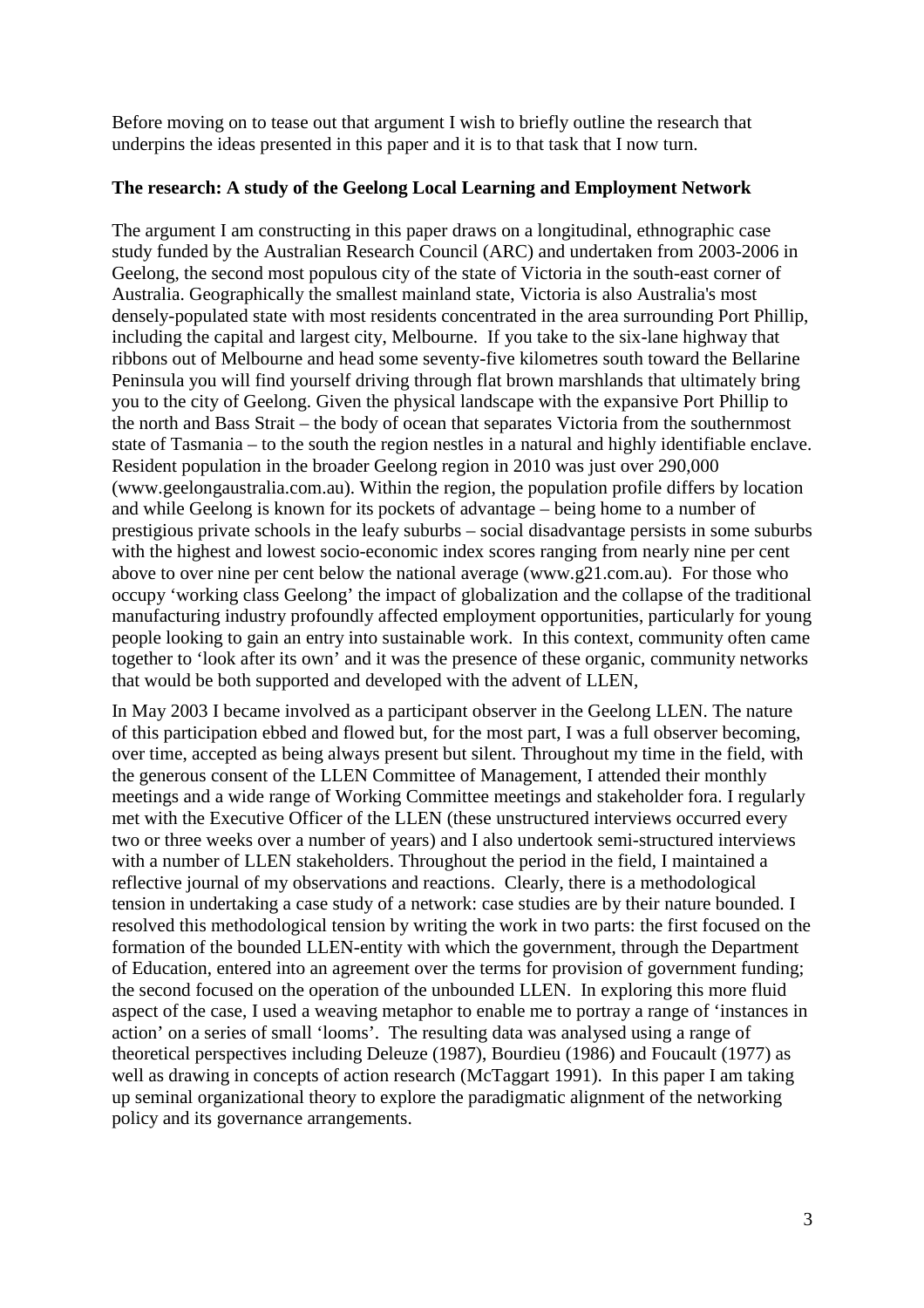Before moving on to tease out that argument I wish to briefly outline the research that underpins the ideas presented in this paper and it is to that task that I now turn.

**The research: A study of the Geelong Local Learning and Employment Network**

The argument I am constructing in this paper draws on a longitudinal, ethnographic case study funded by the Australian Research Council (ARC) and undertaken from 2003-2006 in Geelong, the second most populous city of the state of Victoria in the south-east corner of Australia. Geographically the smallest mainland state, Victoria is also Australia's most densely-populated state with most residents concentrated in the area surrounding Port Phillip, including the capital and largest city, Melbourne. If you take to the six-lane highway that ribbons out of Melbourne and head some seventy-five kilometres south toward the Bellarine Peninsula you will find yourself driving through flat brown marshlands that ultimately bring you to the city of Geelong. Given the physical landscape with the expansive Port Phillip to the north and Bass Strait – the body of ocean that separates Victoria from the southernmost state of Tasmania – to the south the region nestles in a natural and highly identifiable enclave. Resident population in the broader Geelong region in 2010 was just over 290,000 (www.geelongaustralia.com.au). Within the region, the population profile differs by location and while Geelong is known for its pockets of advantage – being home to a number of prestigious private schools in the leafy suburbs – social disadvantage persists in some suburbs with the highest and lowest socio-economic index scores ranging from nearly nine per cent above to over nine per cent below the national average (www.g21.com.au). For those who occupy 'working class Geelong' the impact of globalization and the collapse of the traditional manufacturing industry profoundly affected employment opportunities, particularly for young people looking to gain an entry into sustainable work. In this context, community often came together to 'look after its own' and it was the presence of these organic, community networks that would be both supported and developed with the advent of LLEN,

In May 2003 I became involved as a participant observer in the Geelong LLEN. The nature of this participation ebbed and flowed but, for the most part, I was a full observer becoming, over time, accepted as being always present but silent. Throughout my time in the field, with the generous consent of the LLEN Committee of Management, I attended their monthly meetings and a wide range of Working Committee meetings and stakeholder fora. I regularly met with the Executive Officer of the LLEN (these unstructured interviews occurred every two or three weeks over a number of years) and I also undertook semi-structured interviews with a number of LLEN stakeholders. Throughout the period in the field, I maintained a reflective journal of my observations and reactions. Clearly, there is a methodological tension in undertaking a case study of a network: case studies are by their nature bounded. I resolved this methodological tension by writing the work in two parts: the first focused on the formation of the bounded LLEN-entity with which the government, through the Department of Education, entered into an agreement over the terms for provision of government funding; the second focused on the operation of the unbounded LLEN. In exploring this more fluid aspect of the case, I used a weaving metaphor to enable me to portray a range of 'instances in action' on a series of small 'looms'. The resulting data was analysed using a range of theoretical perspectives including Deleuze (1987), Bourdieu (1986) and Foucault (1977) as well as drawing in concepts of action research (McTaggart 1991). In this paper I am taking up seminal organizational theory to explore the paradigmatic alignment of the networking policy and its governance arrangements.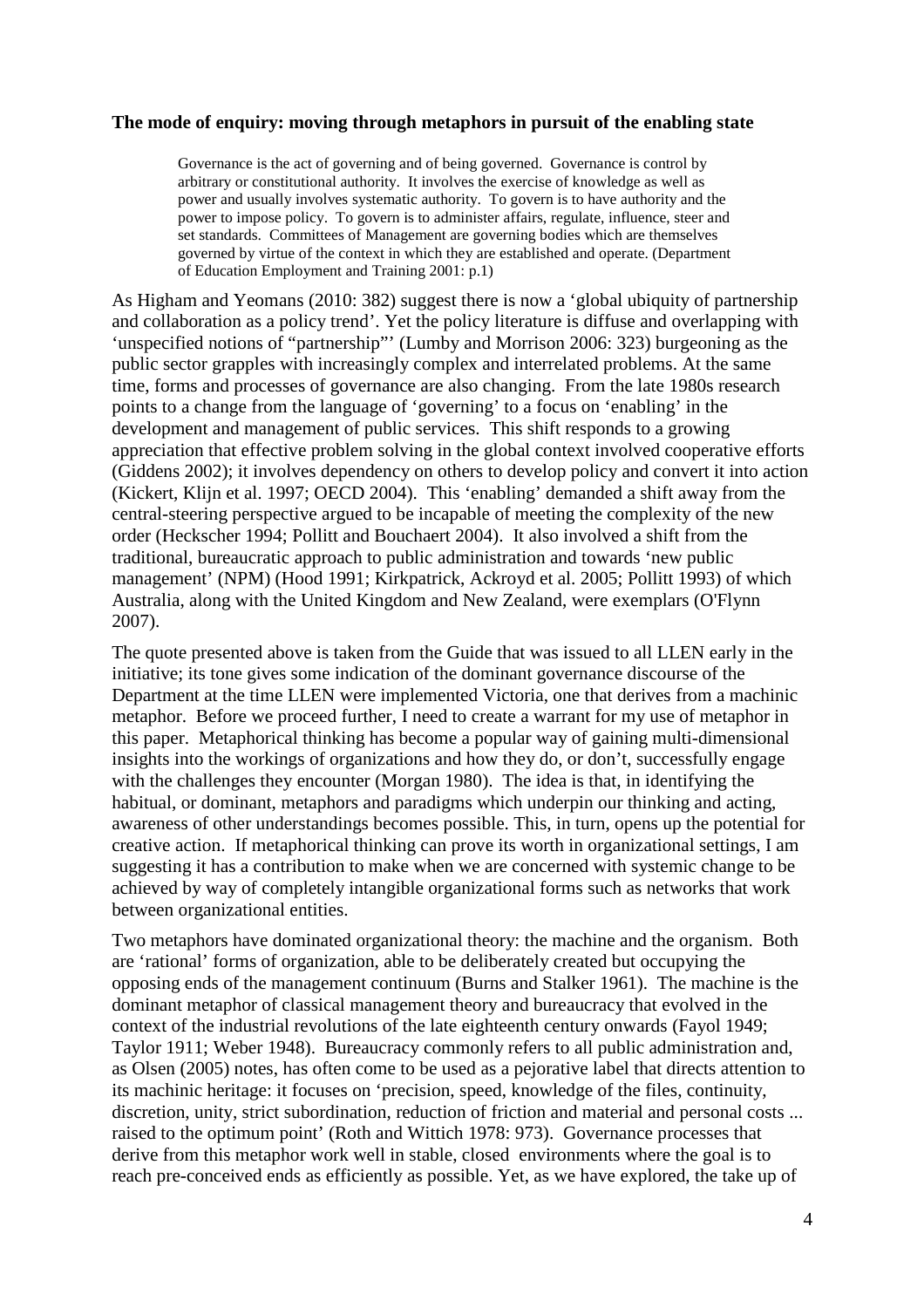**The mode of enquiry: moving through metaphors in pursuit of the enabling state**

> Governance is the act of governing and of being governed. Governance is control by arbitrary or constitutional authority. It involves the exercise of knowledge as well as power and usually involves systematic authority. To govern is to have authority and the power to impose policy. To govern is to administer affairs, regulate, influence, steer and set standards. Committees of Management are governing bodies which are themselves governed by virtue of the context in which they are established and operate. (Department of Education Employment and Training 2001: p.1)

As Higham and Yeomans (2010: 382) suggest there is now a 'global ubiquity of partnership and collaboration as a policy trend'. Yet the policy literature is diffuse and overlapping with 'unspecified notions of "partnership"' (Lumby and Morrison 2006: 323) burgeoning as the public sector grapples with increasingly complex and interrelated problems. At the same time, forms and processes of governance are also changing. From the late 1980s research points to a change from the language of 'governing' to a focus on 'enabling' in the development and management of public services. This shift responds to a growing appreciation that effective problem solving in the global context involved cooperative efforts (Giddens 2002); it involves dependency on others to develop policy and convert it into action (Kickert, Klijn et al. 1997; OECD 2004). This 'enabling' demanded a shift away from the central-steering perspective argued to be incapable of meeting the complexity of the new order (Heckscher 1994; Pollitt and Bouchaert 2004). It also involved a shift from the traditional, bureaucratic approach to public administration and towards 'new public management' (NPM) (Hood 1991; Kirkpatrick, Ackroyd et al. 2005; Pollitt 1993) of which Australia, along with the United Kingdom and New Zealand, were exemplars (O'Flynn 2007).

The quote presented above is taken from the Guide that was issued to all LLEN early in the initiative; its tone gives some indication of the dominant governance discourse of the Department at the time LLEN were implemented Victoria, one that derives from a machinic metaphor. Before we proceed further, I need to create a warrant for my use of metaphor in this paper. Metaphorical thinking has become a popular way of gaining multi-dimensional insights into the workings of organizations and how they do, or don't, successfully engage with the challenges they encounter (Morgan 1980). The idea is that, in identifying the habitual, or dominant, metaphors and paradigms which underpin our thinking and acting, awareness of other understandings becomes possible. This, in turn, opens up the potential for creative action. If metaphorical thinking can prove its worth in organizational settings, I am suggesting it has a contribution to make when we are concerned with systemic change to be achieved by way of completely intangible organizational forms such as networks that work between organizational entities.

Two metaphors have dominated organizational theory: the machine and the organism. Both are 'rational' forms of organization, able to be deliberately created but occupying the opposing ends of the management continuum (Burns and Stalker 1961). The machine is the dominant metaphor of classical management theory and bureaucracy that evolved in the context of the industrial revolutions of the late eighteenth century onwards (Fayol 1949; Taylor 1911; Weber 1948). Bureaucracy commonly refers to all public administration and, as Olsen (2005) notes, has often come to be used as a pejorative label that directs attention to its machinic heritage: it focuses on 'precision, speed, knowledge of the files, continuity, discretion, unity, strict subordination, reduction of friction and material and personal costs ... raised to the optimum point' (Roth and Wittich 1978: 973). Governance processes that derive from this metaphor work well in stable, closed environments where the goal is to reach pre-conceived ends as efficiently as possible. Yet, as we have explored, the take up of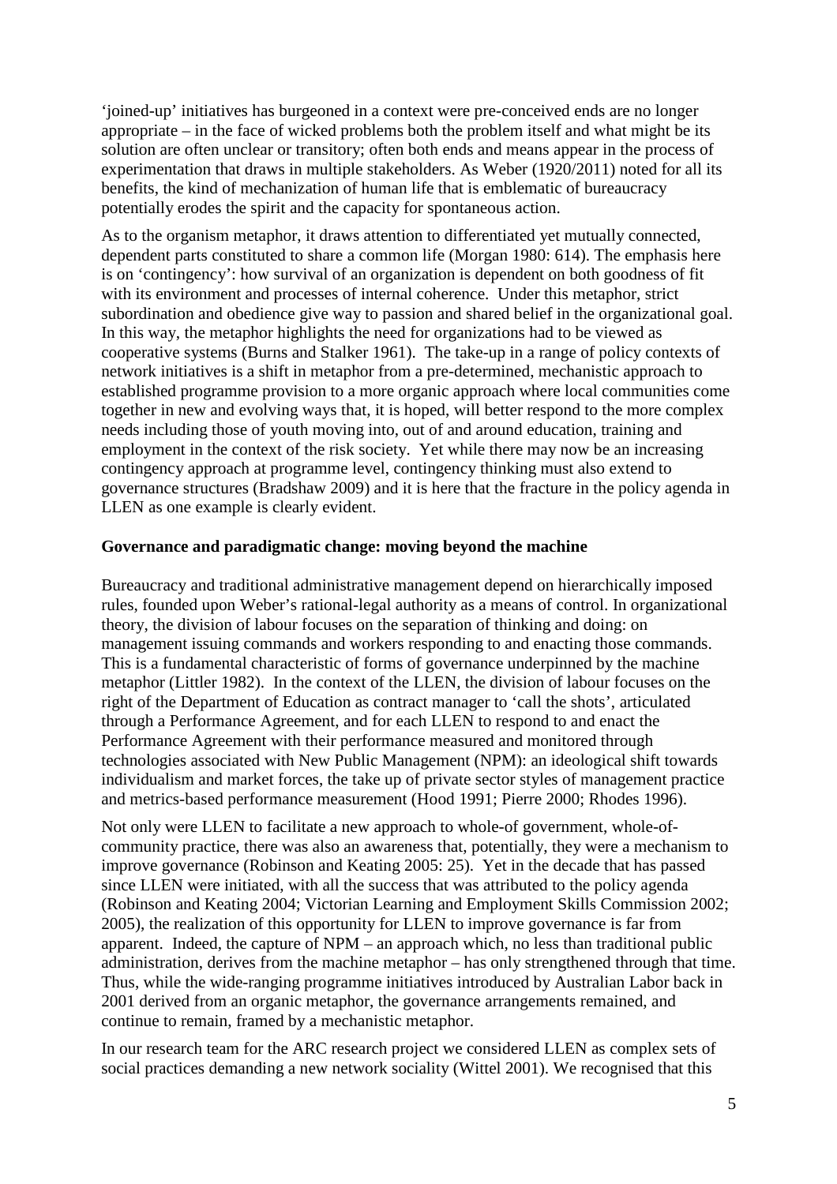'joined-up' initiatives has burgeoned in a context were pre-conceived ends are no longer appropriate – in the face of wicked problems both the problem itself and what might be its solution are often unclear or transitory; often both ends and means appear in the process of experimentation that draws in multiple stakeholders. As Weber (1920/2011) noted for all its benefits, the kind of mechanization of human life that is emblematic of bureaucracy potentially erodes the spirit and the capacity for spontaneous action.

As to the organism metaphor, it draws attention to differentiated yet mutually connected, dependent parts constituted to share a common life (Morgan 1980: 614). The emphasis here is on 'contingency': how survival of an organization is dependent on both goodness of fit with its environment and processes of internal coherence. Under this metaphor, strict subordination and obedience give way to passion and shared belief in the organizational goal. In this way, the metaphor highlights the need for organizations had to be viewed as cooperative systems (Burns and Stalker 1961). The take-up in a range of policy contexts of network initiatives is a shift in metaphor from a pre-determined, mechanistic approach to established programme provision to a more organic approach where local communities come together in new and evolving ways that, it is hoped, will better respond to the more complex needs including those of youth moving into, out of and around education, training and employment in the context of the risk society. Yet while there may now be an increasing contingency approach at programme level, contingency thinking must also extend to governance structures (Bradshaw 2009) and it is here that the fracture in the policy agenda in LLEN as one example is clearly evident.

**Governance and paradigmatic change: moving beyond the machine**

Bureaucracy and traditional administrative management depend on hierarchically imposed rules, founded upon Weber's rational-legal authority as a means of control. In organizational theory, the division of labour focuses on the separation of thinking and doing: on management issuing commands and workers responding to and enacting those commands. This is a fundamental characteristic of forms of governance underpinned by the machine metaphor (Littler 1982). In the context of the LLEN, the division of labour focuses on the right of the Department of Education as contract manager to 'call the shots', articulated through a Performance Agreement, and for each LLEN to respond to and enact the Performance Agreement with their performance measured and monitored through technologies associated with New Public Management (NPM): an ideological shift towards individualism and market forces, the take up of private sector styles of management practice and metrics-based performance measurement (Hood 1991; Pierre 2000; Rhodes 1996).

Not only were LLEN to facilitate a new approach to whole-of government, whole-of-community practice, there was also an awareness that, potentially, they were a mechanism to improve governance (Robinson and Keating 2005: 25). Yet in the decade that has passed since LLEN were initiated, with all the success that was attributed to the policy agenda (Robinson and Keating 2004; Victorian Learning and Employment Skills Commission 2002; 2005), the realization of this opportunity for LLEN to improve governance is far from apparent. Indeed, the capture of NPM – an approach which, no less than traditional public administration, derives from the machine metaphor – has only strengthened through that time. Thus, while the wide-ranging programme initiatives introduced by Australian Labor back in 2001 derived from an organic metaphor, the governance arrangements remained, and continue to remain, framed by a mechanistic metaphor.

In our research team for the ARC research project we considered LLEN as complex sets of social practices demanding a new network sociality (Wittel 2001). We recognised that this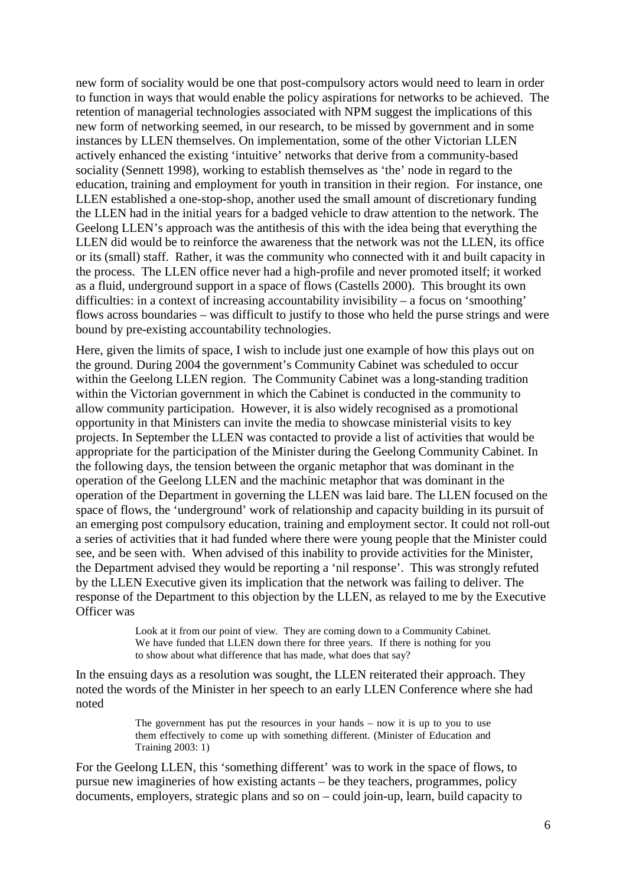new form of sociality would be one that post-compulsory actors would need to learn in order to function in ways that would enable the policy aspirations for networks to be achieved. The retention of managerial technologies associated with NPM suggest the implications of this new form of networking seemed, in our research, to be missed by government and in some instances by LLEN themselves. On implementation, some of the other Victorian LLEN actively enhanced the existing 'intuitive' networks that derive from a community-based sociality (Sennett 1998), working to establish themselves as 'the' node in regard to the education, training and employment for youth in transition in their region. For instance, one LLEN established a one-stop-shop, another used the small amount of discretionary funding the LLEN had in the initial years for a badged vehicle to draw attention to the network. The Geelong LLEN's approach was the antithesis of this with the idea being that everything the LLEN did would be to reinforce the awareness that the network was not the LLEN, its office or its (small) staff. Rather, it was the community who connected with it and built capacity in the process. The LLEN office never had a high-profile and never promoted itself; it worked as a fluid, underground support in a space of flows (Castells 2000). This brought its own difficulties: in a context of increasing accountability invisibility – a focus on 'smoothing' flows across boundaries – was difficult to justify to those who held the purse strings and were bound by pre-existing accountability technologies.

Here, given the limits of space, I wish to include just one example of how this plays out on the ground. During 2004 the government's Community Cabinet was scheduled to occur within the Geelong LLEN region. The Community Cabinet was a long-standing tradition within the Victorian government in which the Cabinet is conducted in the community to allow community participation. However, it is also widely recognised as a promotional opportunity in that Ministers can invite the media to showcase ministerial visits to key projects. In September the LLEN was contacted to provide a list of activities that would be appropriate for the participation of the Minister during the Geelong Community Cabinet. In the following days, the tension between the organic metaphor that was dominant in the operation of the Geelong LLEN and the machinic metaphor that was dominant in the operation of the Department in governing the LLEN was laid bare. The LLEN focused on the space of flows, the 'underground' work of relationship and capacity building in its pursuit of an emerging post compulsory education, training and employment sector. It could not roll-out a series of activities that it had funded where there were young people that the Minister could see, and be seen with. When advised of this inability to provide activities for the Minister, the Department advised they would be reporting a 'nil response'. This was strongly refuted by the LLEN Executive given its implication that the network was failing to deliver. The response of the Department to this objection by the LLEN, as relayed to me by the Executive Officer was

> Look at it from our point of view. They are coming down to a Community Cabinet. We have funded that LLEN down there for three years. If there is nothing for you to show about what difference that has made, what does that say?

In the ensuing days as a resolution was sought, the LLEN reiterated their approach. They noted the words of the Minister in her speech to an early LLEN Conference where she had noted

> The government has put the resources in your hands – now it is up to you to use them effectively to come up with something different. (Minister of Education and Training 2003: 1)

For the Geelong LLEN, this 'something different' was to work in the space of flows, to pursue new imagineries of how existing actants – be they teachers, programmes, policy documents, employers, strategic plans and so on – could join-up, learn, build capacity to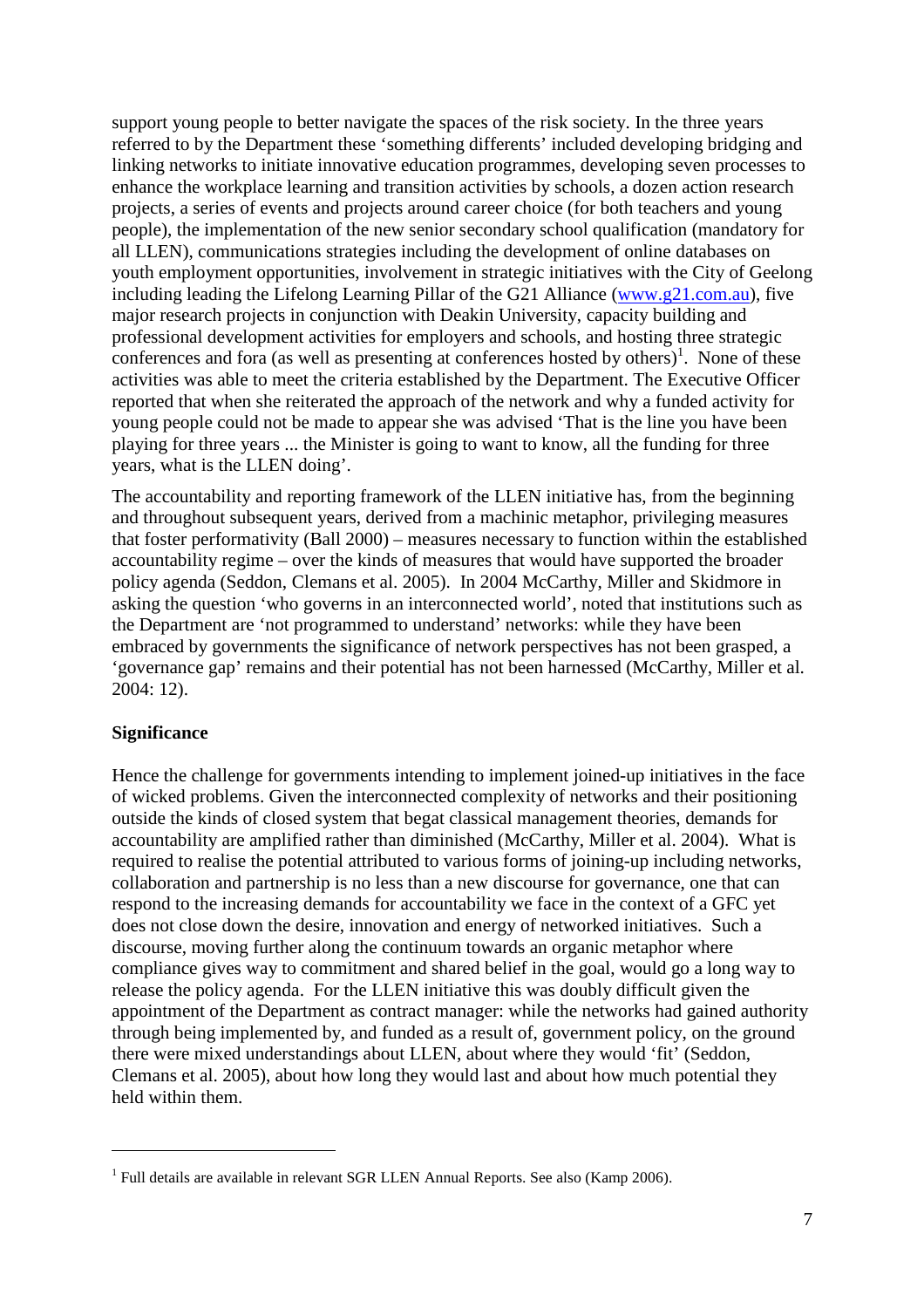support young people to better navigate the spaces of the risk society. In the three years referred to by the Department these 'something differents' included developing bridging and linking networks to initiate innovative education programmes, developing seven processes to enhance the workplace learning and transition activities by schools, a dozen action research projects, a series of events and projects around career choice (for both teachers and young people), the implementation of the new senior secondary school qualification (mandatory for all LLEN), communications strategies including the development of online databases on youth employment opportunities, involvement in strategic initiatives with the City of Geelong including leading the Lifelong Learning Pillar of the G21 Alliance (www.g21.com.au), five major research projects in conjunction with Deakin University, capacity building and professional development activities for employers and schools, and hosting three strategic conferences and fora (as well as presenting at conferences hosted by others)[1]. None of these activities was able to meet the criteria established by the Department. The Executive Officer reported that when she reiterated the approach of the network and why a funded activity for young people could not be made to appear she was advised 'That is the line you have been playing for three years ... the Minister is going to want to know, all the funding for three years, what is the LLEN doing'.

The accountability and reporting framework of the LLEN initiative has, from the beginning and throughout subsequent years, derived from a machinic metaphor, privileging measures that foster performativity (Ball 2000) – measures necessary to function within the established accountability regime – over the kinds of measures that would have supported the broader policy agenda (Seddon, Clemans et al. 2005). In 2004 McCarthy, Miller and Skidmore in asking the question 'who governs in an interconnected world', noted that institutions such as the Department are 'not programmed to understand' networks: while they have been embraced by governments the significance of network perspectives has not been grasped, a 'governance gap' remains and their potential has not been harnessed (McCarthy, Miller et al. 2004: 12).

**Significance**

Hence the challenge for governments intending to implement joined-up initiatives in the face of wicked problems. Given the interconnected complexity of networks and their positioning outside the kinds of closed system that begat classical management theories, demands for accountability are amplified rather than diminished (McCarthy, Miller et al. 2004). What is required to realise the potential attributed to various forms of joining-up including networks, collaboration and partnership is no less than a new discourse for governance, one that can respond to the increasing demands for accountability we face in the context of a GFC yet does not close down the desire, innovation and energy of networked initiatives. Such a discourse, moving further along the continuum towards an organic metaphor where compliance gives way to commitment and shared belief in the goal, would go a long way to release the policy agenda. For the LLEN initiative this was doubly difficult given the appointment of the Department as contract manager: while the networks had gained authority through being implemented by, and funded as a result of, government policy, on the ground there were mixed understandings about LLEN, about where they would 'fit' (Seddon, Clemans et al. 2005), about how long they would last and about how much potential they held within them.

---

[1] Full details are available in relevant SGR LLEN Annual Reports. See also (Kamp 2006).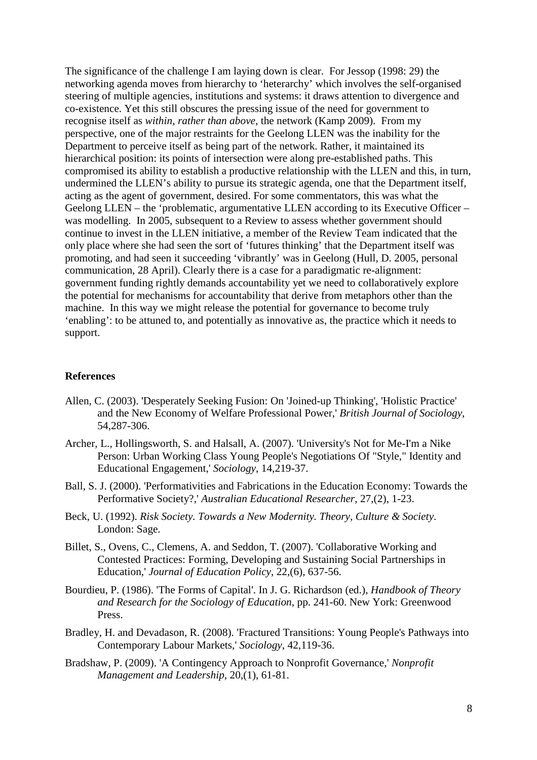The significance of the challenge I am laying down is clear. For Jessop (1998: 29) the networking agenda moves from hierarchy to 'heterarchy' which involves the self-organised steering of multiple agencies, institutions and systems: it draws attention to divergence and co-existence. Yet this still obscures the pressing issue of the need for government to recognise itself as *within, rather than above*, the network (Kamp 2009). From my perspective, one of the major restraints for the Geelong LLEN was the inability for the Department to perceive itself as being part of the network. Rather, it maintained its hierarchical position: its points of intersection were along pre-established paths. This compromised its ability to establish a productive relationship with the LLEN and this, in turn, undermined the LLEN's ability to pursue its strategic agenda, one that the Department itself, acting as the agent of government, desired. For some commentators, this was what the Geelong LLEN – the 'problematic, argumentative LLEN according to its Executive Officer – was modelling. In 2005, subsequent to a Review to assess whether government should continue to invest in the LLEN initiative, a member of the Review Team indicated that the only place where she had seen the sort of 'futures thinking' that the Department itself was promoting, and had seen it succeeding 'vibrantly' was in Geelong (Hull, D. 2005, personal communication, 28 April). Clearly there is a case for a paradigmatic re-alignment: government funding rightly demands accountability yet we need to collaboratively explore the potential for mechanisms for accountability that derive from metaphors other than the machine. In this way we might release the potential for governance to become truly 'enabling': to be attuned to, and potentially as innovative as, the practice which it needs to support.

## References

Allen, C. (2003). 'Desperately Seeking Fusion: On 'Joined-up Thinking', 'Holistic Practice' and the New Economy of Welfare Professional Power,' *British Journal of Sociology*, 54,287-306.

Archer, L., Hollingsworth, S. and Halsall, A. (2007). 'University's Not for Me-I'm a Nike Person: Urban Working Class Young People's Negotiations Of "Style," Identity and Educational Engagement,' *Sociology*, 14,219-37.

Ball, S. J. (2000). 'Performativities and Fabrications in the Education Economy: Towards the Performative Society?,' *Australian Educational Researcher*, 27,(2), 1-23.

Beck, U. (1992). *Risk Society. Towards a New Modernity. Theory, Culture & Society*. London: Sage.

Billet, S., Ovens, C., Clemens, A. and Seddon, T. (2007). 'Collaborative Working and Contested Practices: Forming, Developing and Sustaining Social Partnerships in Education,' *Journal of Education Policy*, 22,(6), 637-56.

Bourdieu, P. (1986). 'The Forms of Capital'. In J. G. Richardson (ed.), *Handbook of Theory and Research for the Sociology of Education*, pp. 241-60. New York: Greenwood Press.

Bradley, H. and Devadason, R. (2008). 'Fractured Transitions: Young People's Pathways into Contemporary Labour Markets,' *Sociology*, 42,119-36.

Bradshaw, P. (2009). 'A Contingency Approach to Nonprofit Governance,' *Nonprofit Management and Leadership*, 20,(1), 61-81.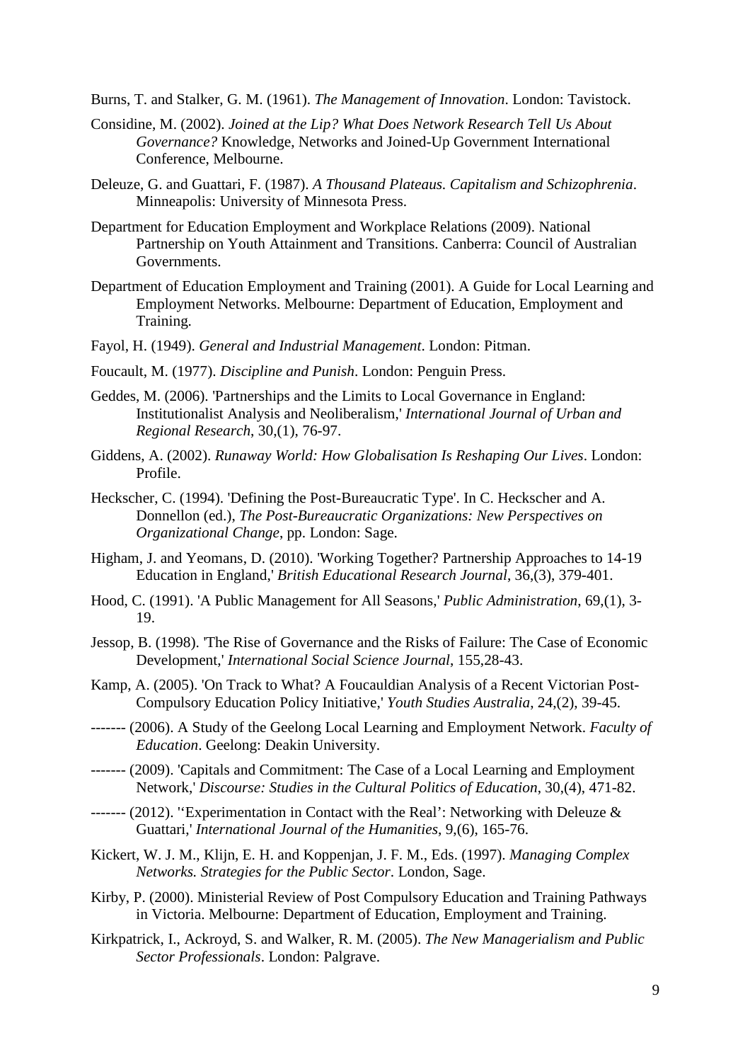Burns, T. and Stalker, G. M. (1961). *The Management of Innovation*. London: Tavistock.

Considine, M. (2002). *Joined at the Lip? What Does Network Research Tell Us About Governance?* Knowledge, Networks and Joined-Up Government International Conference, Melbourne.

Deleuze, G. and Guattari, F. (1987). *A Thousand Plateaus. Capitalism and Schizophrenia*. Minneapolis: University of Minnesota Press.

Department for Education Employment and Workplace Relations (2009). National Partnership on Youth Attainment and Transitions. Canberra: Council of Australian Governments.

Department of Education Employment and Training (2001). A Guide for Local Learning and Employment Networks. Melbourne: Department of Education, Employment and Training.

Fayol, H. (1949). *General and Industrial Management*. London: Pitman.

Foucault, M. (1977). *Discipline and Punish*. London: Penguin Press.

Geddes, M. (2006). 'Partnerships and the Limits to Local Governance in England: Institutionalist Analysis and Neoliberalism,' *International Journal of Urban and Regional Research*, 30,(1), 76-97.

Giddens, A. (2002). *Runaway World: How Globalisation Is Reshaping Our Lives*. London: Profile.

Heckscher, C. (1994). 'Defining the Post-Bureaucratic Type'. In C. Heckscher and A. Donnellon (ed.), *The Post-Bureaucratic Organizations: New Perspectives on Organizational Change*, pp. London: Sage.

Higham, J. and Yeomans, D. (2010). 'Working Together? Partnership Approaches to 14-19 Education in England,' *British Educational Research Journal*, 36,(3), 379-401.

Hood, C. (1991). 'A Public Management for All Seasons,' *Public Administration*, 69,(1), 3-19.

Jessop, B. (1998). 'The Rise of Governance and the Risks of Failure: The Case of Economic Development,' *International Social Science Journal*, 155,28-43.

Kamp, A. (2005). 'On Track to What? A Foucauldian Analysis of a Recent Victorian Post-Compulsory Education Policy Initiative,' *Youth Studies Australia*, 24,(2), 39-45.

------- (2006). A Study of the Geelong Local Learning and Employment Network. *Faculty of Education*. Geelong: Deakin University.

------- (2009). 'Capitals and Commitment: The Case of a Local Learning and Employment Network,' *Discourse: Studies in the Cultural Politics of Education*, 30,(4), 471-82.

------- (2012). ''Experimentation in Contact with the Real': Networking with Deleuze & Guattari,' *International Journal of the Humanities*, 9,(6), 165-76.

Kickert, W. J. M., Klijn, E. H. and Koppenjan, J. F. M., Eds. (1997). *Managing Complex Networks. Strategies for the Public Sector*. London, Sage.

Kirby, P. (2000). Ministerial Review of Post Compulsory Education and Training Pathways in Victoria. Melbourne: Department of Education, Employment and Training.

Kirkpatrick, I., Ackroyd, S. and Walker, R. M. (2005). *The New Managerialism and Public Sector Professionals*. London: Palgrave.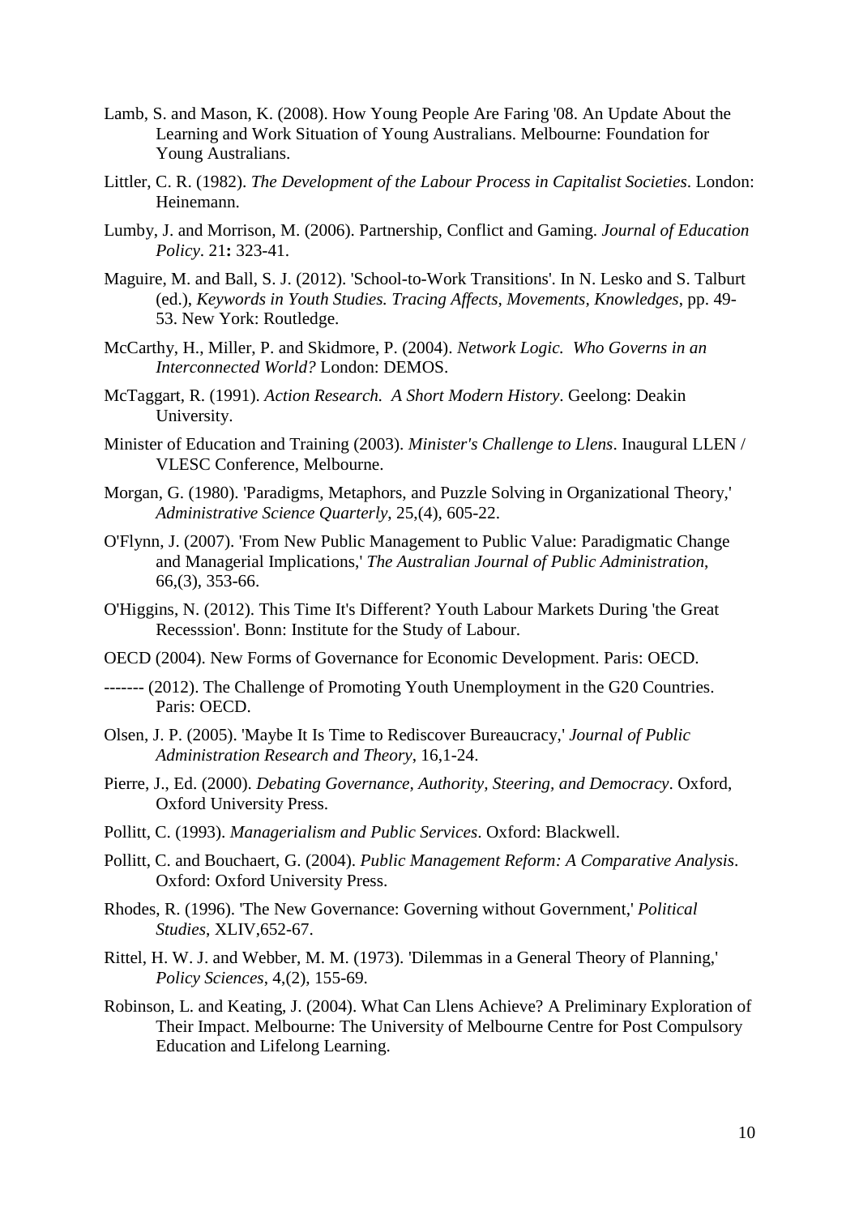Lamb, S. and Mason, K. (2008). How Young People Are Faring '08. An Update About the Learning and Work Situation of Young Australians. Melbourne: Foundation for Young Australians.

Littler, C. R. (1982). *The Development of the Labour Process in Capitalist Societies*. London: Heinemann.

Lumby, J. and Morrison, M. (2006). Partnership, Conflict and Gaming. *Journal of Education Policy*. 21**:** 323-41.

Maguire, M. and Ball, S. J. (2012). 'School-to-Work Transitions'. In N. Lesko and S. Talburt (ed.), *Keywords in Youth Studies. Tracing Affects, Movements, Knowledges*, pp. 49-53. New York: Routledge.

McCarthy, H., Miller, P. and Skidmore, P. (2004). *Network Logic. Who Governs in an Interconnected World?* London: DEMOS.

McTaggart, R. (1991). *Action Research. A Short Modern History*. Geelong: Deakin University.

Minister of Education and Training (2003). *Minister's Challenge to Llens*. Inaugural LLEN / VLESC Conference, Melbourne.

Morgan, G. (1980). 'Paradigms, Metaphors, and Puzzle Solving in Organizational Theory,' *Administrative Science Quarterly*, 25,(4), 605-22.

O'Flynn, J. (2007). 'From New Public Management to Public Value: Paradigmatic Change and Managerial Implications,' *The Australian Journal of Public Administration*, 66,(3), 353-66.

O'Higgins, N. (2012). This Time It's Different? Youth Labour Markets During 'the Great Recesssion'. Bonn: Institute for the Study of Labour.

OECD (2004). New Forms of Governance for Economic Development. Paris: OECD.

------- (2012). The Challenge of Promoting Youth Unemployment in the G20 Countries. Paris: OECD.

Olsen, J. P. (2005). 'Maybe It Is Time to Rediscover Bureaucracy,' *Journal of Public Administration Research and Theory*, 16,1-24.

Pierre, J., Ed. (2000). *Debating Governance, Authority, Steering, and Democracy*. Oxford, Oxford University Press.

Pollitt, C. (1993). *Managerialism and Public Services*. Oxford: Blackwell.

Pollitt, C. and Bouchaert, G. (2004). *Public Management Reform: A Comparative Analysis*. Oxford: Oxford University Press.

Rhodes, R. (1996). 'The New Governance: Governing without Government,' *Political Studies*, XLIV,652-67.

Rittel, H. W. J. and Webber, M. M. (1973). 'Dilemmas in a General Theory of Planning,' *Policy Sciences*, 4,(2), 155-69.

Robinson, L. and Keating, J. (2004). What Can Llens Achieve? A Preliminary Exploration of Their Impact. Melbourne: The University of Melbourne Centre for Post Compulsory Education and Lifelong Learning.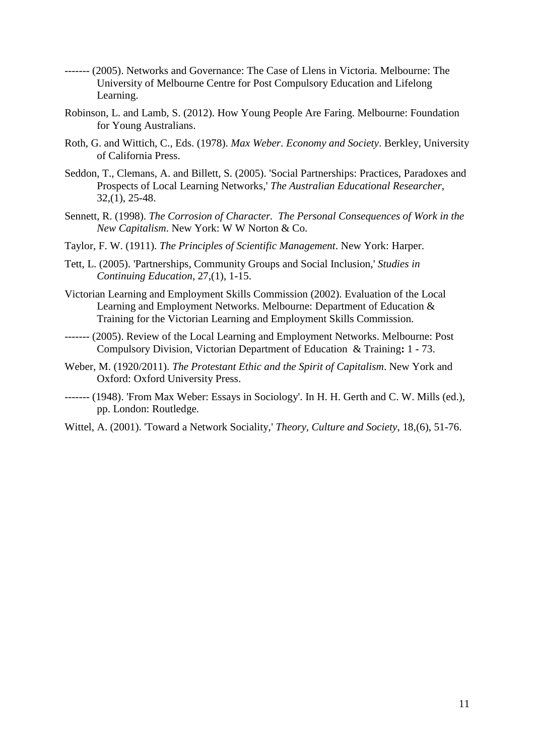------- (2005). Networks and Governance: The Case of Llens in Victoria. Melbourne: The University of Melbourne Centre for Post Compulsory Education and Lifelong Learning.

Robinson, L. and Lamb, S. (2012). How Young People Are Faring. Melbourne: Foundation for Young Australians.

Roth, G. and Wittich, C., Eds. (1978). *Max Weber*. *Economy and Society*. Berkley, University of California Press.

Seddon, T., Clemans, A. and Billett, S. (2005). 'Social Partnerships: Practices, Paradoxes and Prospects of Local Learning Networks,' *The Australian Educational Researcher*, 32,(1), 25-48.

Sennett, R. (1998). *The Corrosion of Character. The Personal Consequences of Work in the New Capitalism*. New York: W W Norton & Co.

Taylor, F. W. (1911). *The Principles of Scientific Management*. New York: Harper.

Tett, L. (2005). 'Partnerships, Community Groups and Social Inclusion,' *Studies in Continuing Education*, 27,(1), 1-15.

Victorian Learning and Employment Skills Commission (2002). Evaluation of the Local Learning and Employment Networks. Melbourne: Department of Education & Training for the Victorian Learning and Employment Skills Commission.

------- (2005). Review of the Local Learning and Employment Networks. Melbourne: Post Compulsory Division, Victorian Department of Education & Training**:** 1 - 73.

Weber, M. (1920/2011). *The Protestant Ethic and the Spirit of Capitalism*. New York and Oxford: Oxford University Press.

------- (1948). 'From Max Weber: Essays in Sociology'. In H. H. Gerth and C. W. Mills (ed.), pp. London: Routledge.

Wittel, A. (2001). 'Toward a Network Sociality,' *Theory, Culture and Society*, 18,(6), 51-76.